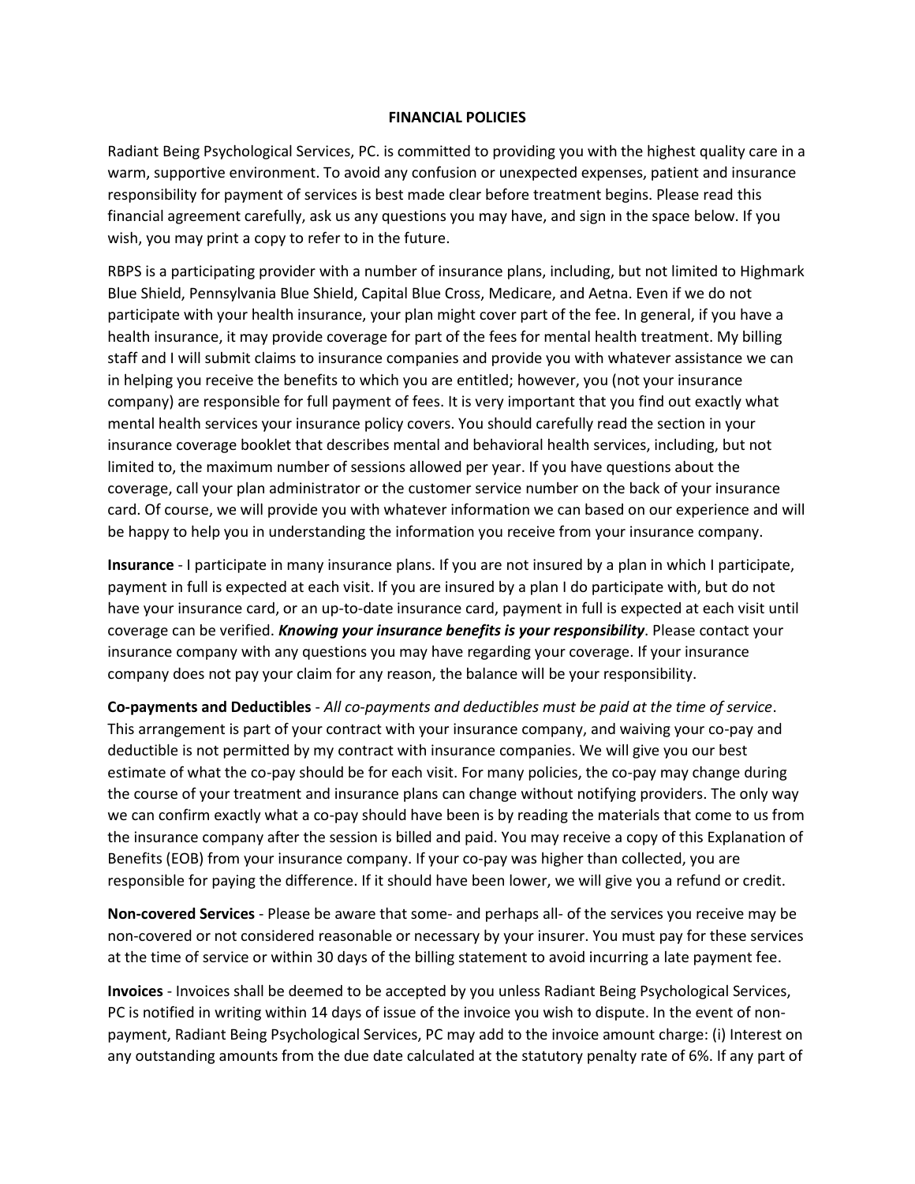# FINANCIAL POLICIES

Radiant Being Psychological Services, PC. is committed to providing you with the highest quality care in a warm, supportive environment. To avoid any confusion or unexpected expenses, patient and insurance responsibility for payment of services is best made clear before treatment begins. Please read this financial agreement carefully, ask us any questions you may have, and sign in the space below. If you wish, you may print a copy to refer to in the future.

RBPS is a participating provider with a number of insurance plans, including, but not limited to Highmark Blue Shield, Pennsylvania Blue Shield, Capital Blue Cross, Medicare, and Aetna. Even if we do not participate with your health insurance, your plan might cover part of the fee. In general, if you have a health insurance, it may provide coverage for part of the fees for mental health treatment. My billing staff and I will submit claims to insurance companies and provide you with whatever assistance we can in helping you receive the benefits to which you are entitled; however, you (not your insurance company) are responsible for full payment of fees. It is very important that you find out exactly what mental health services your insurance policy covers. You should carefully read the section in your insurance coverage booklet that describes mental and behavioral health services, including, but not limited to, the maximum number of sessions allowed per year. If you have questions about the coverage, call your plan administrator or the customer service number on the back of your insurance card. Of course, we will provide you with whatever information we can based on our experience and will be happy to help you in understanding the information you receive from your insurance company.

**Insurance** - I participate in many insurance plans. If you are not insured by a plan in which I participate, payment in full is expected at each visit. If you are insured by a plan I do participate with, but do not have your insurance card, or an up-to-date insurance card, payment in full is expected at each visit until coverage can be verified. ***Knowing your insurance benefits is your responsibility***. Please contact your insurance company with any questions you may have regarding your coverage. If your insurance company does not pay your claim for any reason, the balance will be your responsibility.

**Co-payments and Deductibles** - *All co-payments and deductibles must be paid at the time of service*. This arrangement is part of your contract with your insurance company, and waiving your co-pay and deductible is not permitted by my contract with insurance companies. We will give you our best estimate of what the co-pay should be for each visit. For many policies, the co-pay may change during the course of your treatment and insurance plans can change without notifying providers. The only way we can confirm exactly what a co-pay should have been is by reading the materials that come to us from the insurance company after the session is billed and paid. You may receive a copy of this Explanation of Benefits (EOB) from your insurance company. If your co-pay was higher than collected, you are responsible for paying the difference. If it should have been lower, we will give you a refund or credit.

**Non-covered Services** - Please be aware that some- and perhaps all- of the services you receive may be non-covered or not considered reasonable or necessary by your insurer. You must pay for these services at the time of service or within 30 days of the billing statement to avoid incurring a late payment fee.

**Invoices** - Invoices shall be deemed to be accepted by you unless Radiant Being Psychological Services, PC is notified in writing within 14 days of issue of the invoice you wish to dispute. In the event of non-payment, Radiant Being Psychological Services, PC may add to the invoice amount charge: (i) Interest on any outstanding amounts from the due date calculated at the statutory penalty rate of 6%. If any part of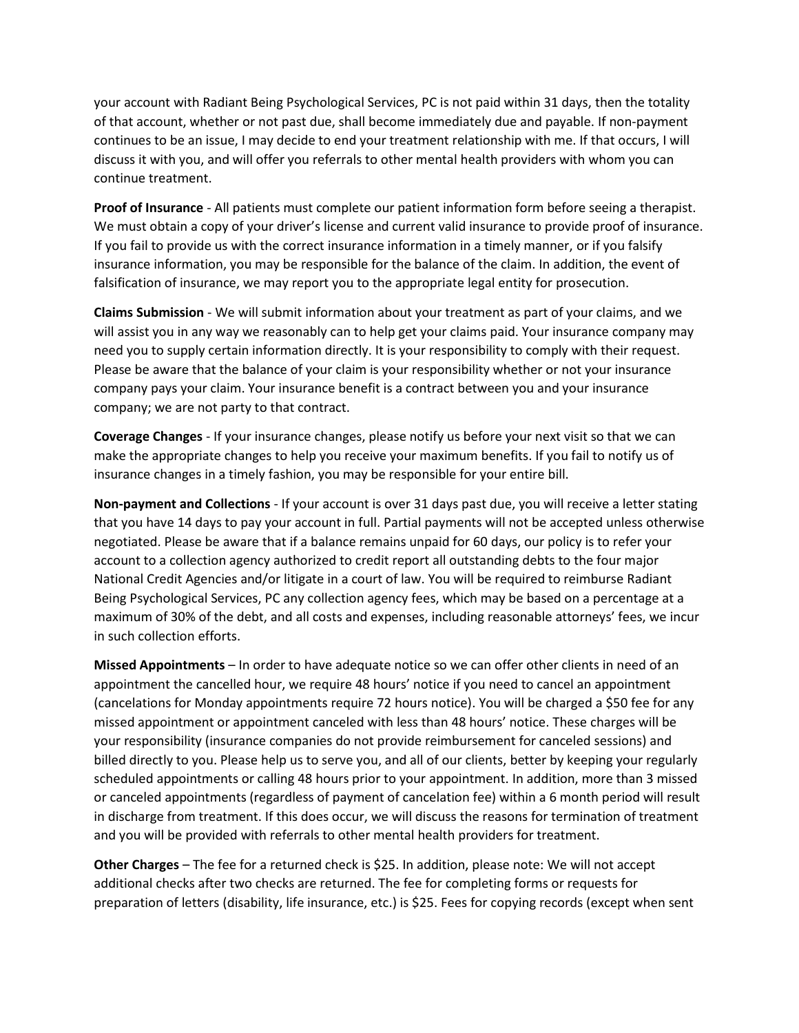your account with Radiant Being Psychological Services, PC is not paid within 31 days, then the totality of that account, whether or not past due, shall become immediately due and payable. If non-payment continues to be an issue, I may decide to end your treatment relationship with me. If that occurs, I will discuss it with you, and will offer you referrals to other mental health providers with whom you can continue treatment.

**Proof of Insurance** - All patients must complete our patient information form before seeing a therapist. We must obtain a copy of your driver's license and current valid insurance to provide proof of insurance. If you fail to provide us with the correct insurance information in a timely manner, or if you falsify insurance information, you may be responsible for the balance of the claim. In addition, the event of falsification of insurance, we may report you to the appropriate legal entity for prosecution.

**Claims Submission** - We will submit information about your treatment as part of your claims, and we will assist you in any way we reasonably can to help get your claims paid. Your insurance company may need you to supply certain information directly. It is your responsibility to comply with their request. Please be aware that the balance of your claim is your responsibility whether or not your insurance company pays your claim. Your insurance benefit is a contract between you and your insurance company; we are not party to that contract.

**Coverage Changes** - If your insurance changes, please notify us before your next visit so that we can make the appropriate changes to help you receive your maximum benefits. If you fail to notify us of insurance changes in a timely fashion, you may be responsible for your entire bill.

**Non-payment and Collections** - If your account is over 31 days past due, you will receive a letter stating that you have 14 days to pay your account in full. Partial payments will not be accepted unless otherwise negotiated. Please be aware that if a balance remains unpaid for 60 days, our policy is to refer your account to a collection agency authorized to credit report all outstanding debts to the four major National Credit Agencies and/or litigate in a court of law. You will be required to reimburse Radiant Being Psychological Services, PC any collection agency fees, which may be based on a percentage at a maximum of 30% of the debt, and all costs and expenses, including reasonable attorneys' fees, we incur in such collection efforts.

**Missed Appointments** – In order to have adequate notice so we can offer other clients in need of an appointment the cancelled hour, we require 48 hours' notice if you need to cancel an appointment (cancelations for Monday appointments require 72 hours notice). You will be charged a $50 fee for any missed appointment or appointment canceled with less than 48 hours' notice. These charges will be your responsibility (insurance companies do not provide reimbursement for canceled sessions) and billed directly to you. Please help us to serve you, and all of our clients, better by keeping your regularly scheduled appointments or calling 48 hours prior to your appointment. In addition, more than 3 missed or canceled appointments (regardless of payment of cancelation fee) within a 6 month period will result in discharge from treatment. If this does occur, we will discuss the reasons for termination of treatment and you will be provided with referrals to other mental health providers for treatment.

**Other Charges** – The fee for a returned check is $25. In addition, please note: We will not accept additional checks after two checks are returned. The fee for completing forms or requests for preparation of letters (disability, life insurance, etc.) is $25. Fees for copying records (except when sent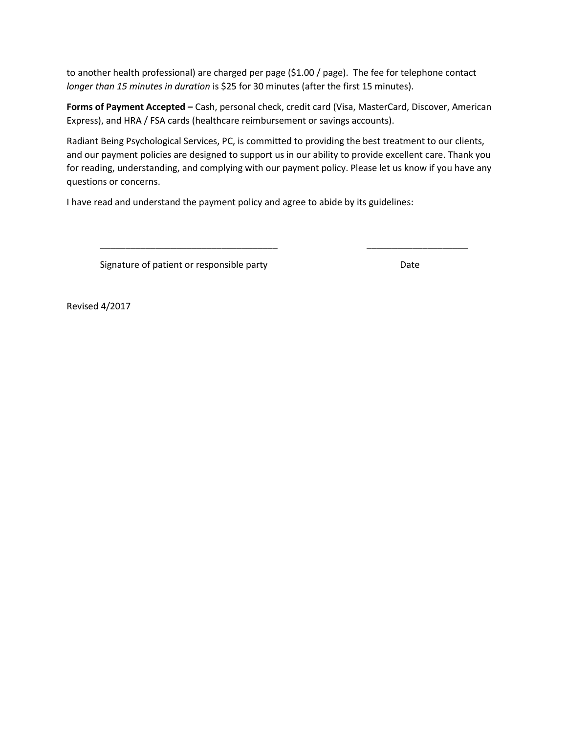to another health professional) are charged per page ($1.00 / page). The fee for telephone contact *longer than 15 minutes in duration* is $25 for 30 minutes (after the first 15 minutes).

**Forms of Payment Accepted –** Cash, personal check, credit card (Visa, MasterCard, Discover, American Express), and HRA / FSA cards (healthcare reimbursement or savings accounts).

Radiant Being Psychological Services, PC, is committed to providing the best treatment to our clients, and our payment policies are designed to support us in our ability to provide excellent care. Thank you for reading, understanding, and complying with our payment policy. Please let us know if you have any questions or concerns.

I have read and understand the payment policy and agree to abide by its guidelines:

\_\_\_\_\_\_\_\_\_\_\_\_\_\_\_\_\_\_\_\_\_\_\_\_\_\_\_\_\_\_\_\_\_\_\_\_ \_\_\_\_\_\_\_\_\_\_\_\_\_\_\_\_\_\_\_\_

Signature of patient or responsible party Date

Revised 4/2017